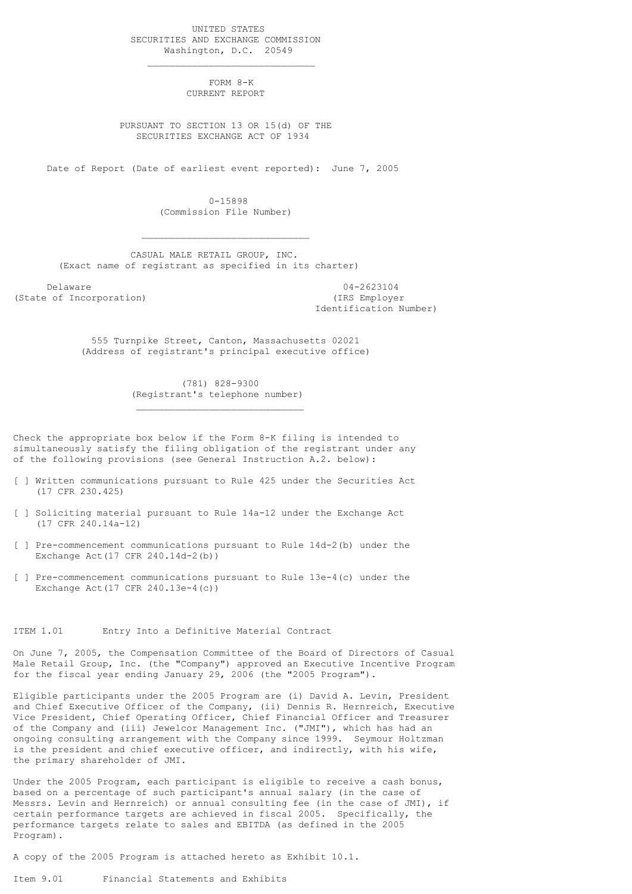UNITED STATES
SECURITIES AND EXCHANGE COMMISSION
Washington, D.C. 20549

---

# FORM 8-K
## CURRENT REPORT

PURSUANT TO SECTION 13 OR 15(d) OF THE
SECURITIES EXCHANGE ACT OF 1934

Date of Report (Date of earliest event reported): June 7, 2005

0-15898
(Commission File Number)

---

CASUAL MALE RETAIL GROUP, INC.
(Exact name of registrant as specified in its charter)

| Delaware | 04-2623104 |
|---|---|
| (State of Incorporation) | (IRS Employer Identification Number) |

555 Turnpike Street, Canton, Massachusetts 02021
(Address of registrant's principal executive office)

(781) 828-9300
(Registrant's telephone number)

---

Check the appropriate box below if the Form 8-K filing is intended to simultaneously satisfy the filing obligation of the registrant under any of the following provisions (see General Instruction A.2. below):

[ ] Written communications pursuant to Rule 425 under the Securities Act (17 CFR 230.425)

[ ] Soliciting material pursuant to Rule 14a-12 under the Exchange Act (17 CFR 240.14a-12)

[ ] Pre-commencement communications pursuant to Rule 14d-2(b) under the Exchange Act(17 CFR 240.14d-2(b))

[ ] Pre-commencement communications pursuant to Rule 13e-4(c) under the Exchange Act(17 CFR 240.13e-4(c))

ITEM 1.01 Entry Into a Definitive Material Contract

On June 7, 2005, the Compensation Committee of the Board of Directors of Casual Male Retail Group, Inc. (the "Company") approved an Executive Incentive Program for the fiscal year ending January 29, 2006 (the "2005 Program").

Eligible participants under the 2005 Program are (i) David A. Levin, President and Chief Executive Officer of the Company, (ii) Dennis R. Hernreich, Executive Vice President, Chief Operating Officer, Chief Financial Officer and Treasurer of the Company and (iii) Jewelcor Management Inc. ("JMI"), which has had an ongoing consulting arrangement with the Company since 1999. Seymour Holtzman is the president and chief executive officer, and indirectly, with his wife, the primary shareholder of JMI.

Under the 2005 Program, each participant is eligible to receive a cash bonus, based on a percentage of such participant's annual salary (in the case of Messrs. Levin and Hernreich) or annual consulting fee (in the case of JMI), if certain performance targets are achieved in fiscal 2005. Specifically, the performance targets relate to sales and EBITDA (as defined in the 2005 Program).

A copy of the 2005 Program is attached hereto as Exhibit 10.1.

Item 9.01 Financial Statements and Exhibits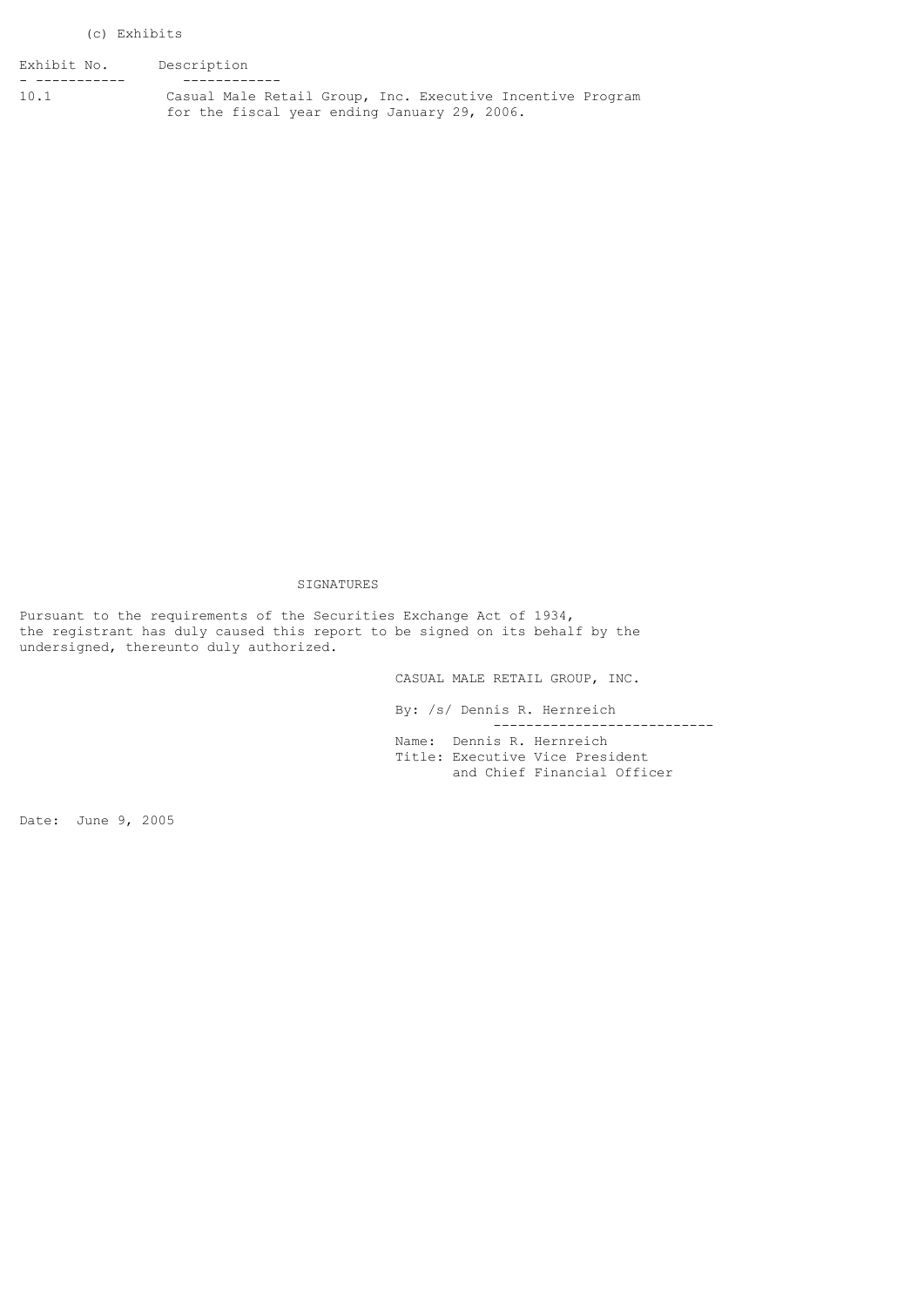(c) Exhibits

| Exhibit No. | Description |
| --- | --- |
| 10.1 | Casual Male Retail Group, Inc. Executive Incentive Program for the fiscal year ending January 29, 2006. |

## SIGNATURES

Pursuant to the requirements of the Securities Exchange Act of 1934, the registrant has duly caused this report to be signed on its behalf by the undersigned, thereunto duly authorized.

CASUAL MALE RETAIL GROUP, INC.

By: /s/ Dennis R. Hernreich

Name: Dennis R. Hernreich
Title: Executive Vice President and Chief Financial Officer

Date: June 9, 2005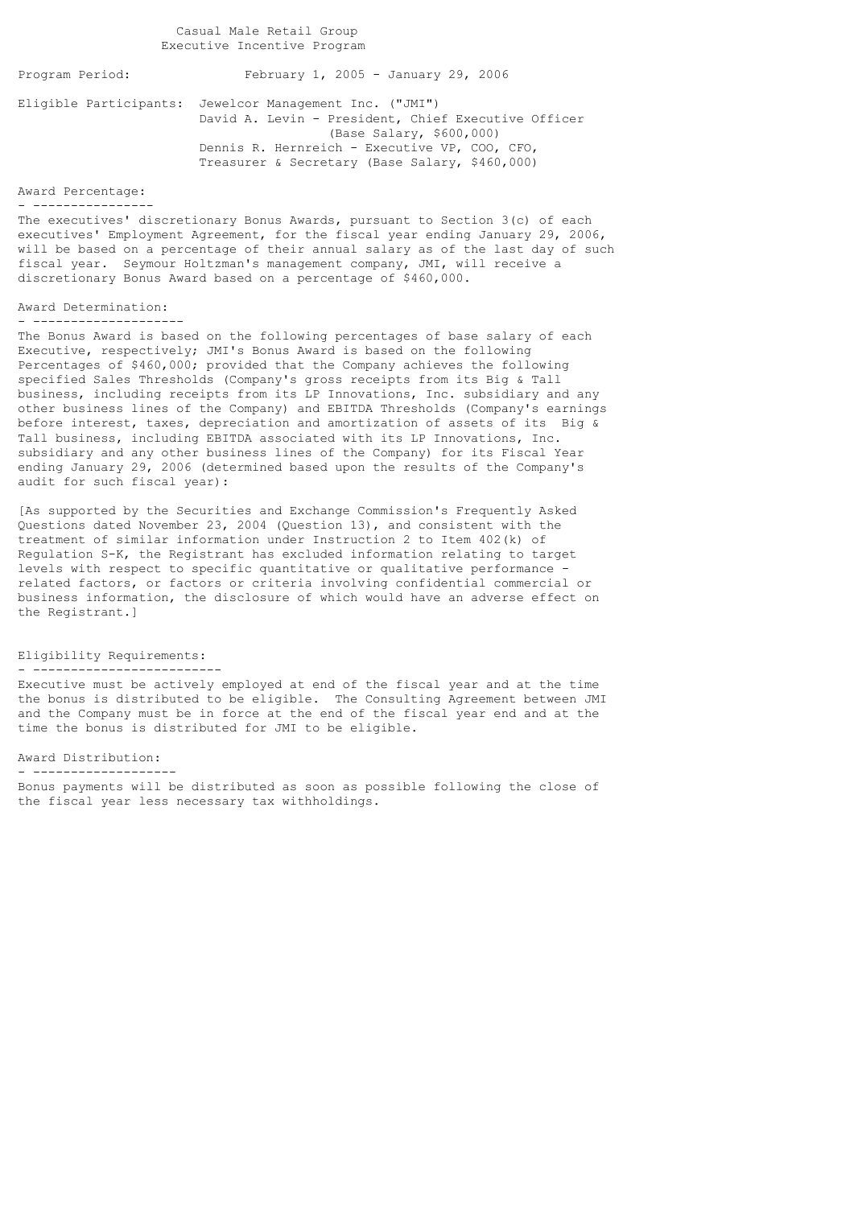Casual Male Retail Group
Executive Incentive Program

Program Period: February 1, 2005 - January 29, 2006

Eligible Participants: Jewelcor Management Inc. ("JMI")
David A. Levin - President, Chief Executive Officer (Base Salary, $600,000)
Dennis R. Hernreich - Executive VP, COO, CFO, Treasurer & Secretary (Base Salary, $460,000)

## Award Percentage:

The executives' discretionary Bonus Awards, pursuant to Section 3(c) of each executives' Employment Agreement, for the fiscal year ending January 29, 2006, will be based on a percentage of their annual salary as of the last day of such fiscal year. Seymour Holtzman's management company, JMI, will receive a discretionary Bonus Award based on a percentage of $460,000.

## Award Determination:

The Bonus Award is based on the following percentages of base salary of each Executive, respectively; JMI's Bonus Award is based on the following Percentages of $460,000; provided that the Company achieves the following specified Sales Thresholds (Company's gross receipts from its Big & Tall business, including receipts from its LP Innovations, Inc. subsidiary and any other business lines of the Company) and EBITDA Thresholds (Company's earnings before interest, taxes, depreciation and amortization of assets of its Big & Tall business, including EBITDA associated with its LP Innovations, Inc. subsidiary and any other business lines of the Company) for its Fiscal Year ending January 29, 2006 (determined based upon the results of the Company's audit for such fiscal year):

[As supported by the Securities and Exchange Commission's Frequently Asked Questions dated November 23, 2004 (Question 13), and consistent with the treatment of similar information under Instruction 2 to Item 402(k) of Regulation S-K, the Registrant has excluded information relating to target levels with respect to specific quantitative or qualitative performance - related factors, or factors or criteria involving confidential commercial or business information, the disclosure of which would have an adverse effect on the Registrant.]

## Eligibility Requirements:

Executive must be actively employed at end of the fiscal year and at the time the bonus is distributed to be eligible. The Consulting Agreement between JMI and the Company must be in force at the end of the fiscal year end and at the time the bonus is distributed for JMI to be eligible.

## Award Distribution:

Bonus payments will be distributed as soon as possible following the close of the fiscal year less necessary tax withholdings.